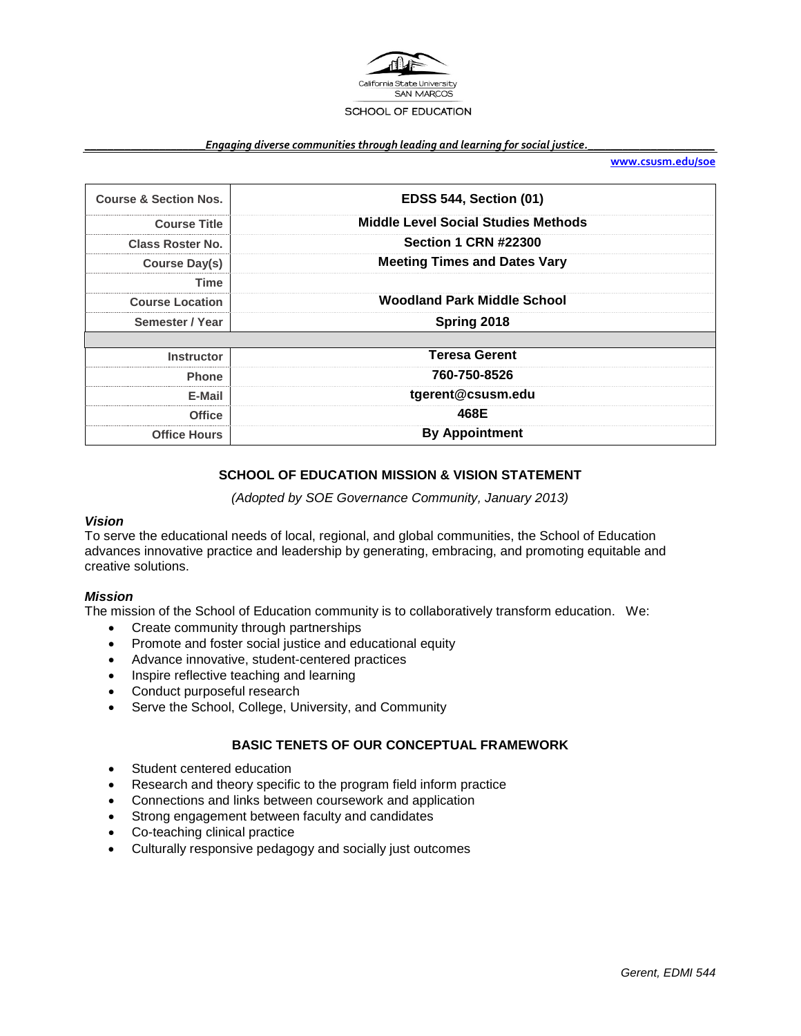California State University
SAN MARCOS

SCHOOL OF EDUCATION

***Engaging diverse communities through leading and learning for social justice.***

**www.csusm.edu/soe**

| Course & Section Nos. | EDSS 544, Section (01) |
|---|---|
| Course Title | Middle Level Social Studies Methods |
| Class Roster No. | Section 1 CRN #22300 |
| Course Day(s) | Meeting Times and Dates Vary |
| Time | |
| Course Location | Woodland Park Middle School |
| Semester / Year | Spring 2018 |
| | |
| Instructor | Teresa Gerent |
| Phone | 760-750-8526 |
| E-Mail | tgerent@csusm.edu |
| Office | 468E |
| Office Hours | By Appointment |

## SCHOOL OF EDUCATION MISSION & VISION STATEMENT

*(Adopted by SOE Governance Community, January 2013)*

### *Vision*

To serve the educational needs of local, regional, and global communities, the School of Education advances innovative practice and leadership by generating, embracing, and promoting equitable and creative solutions.

### *Mission*

The mission of the School of Education community is to collaboratively transform education. We:

- Create community through partnerships
- Promote and foster social justice and educational equity
- Advance innovative, student-centered practices
- Inspire reflective teaching and learning
- Conduct purposeful research
- Serve the School, College, University, and Community

## BASIC TENETS OF OUR CONCEPTUAL FRAMEWORK

- Student centered education
- Research and theory specific to the program field inform practice
- Connections and links between coursework and application
- Strong engagement between faculty and candidates
- Co-teaching clinical practice
- Culturally responsive pedagogy and socially just outcomes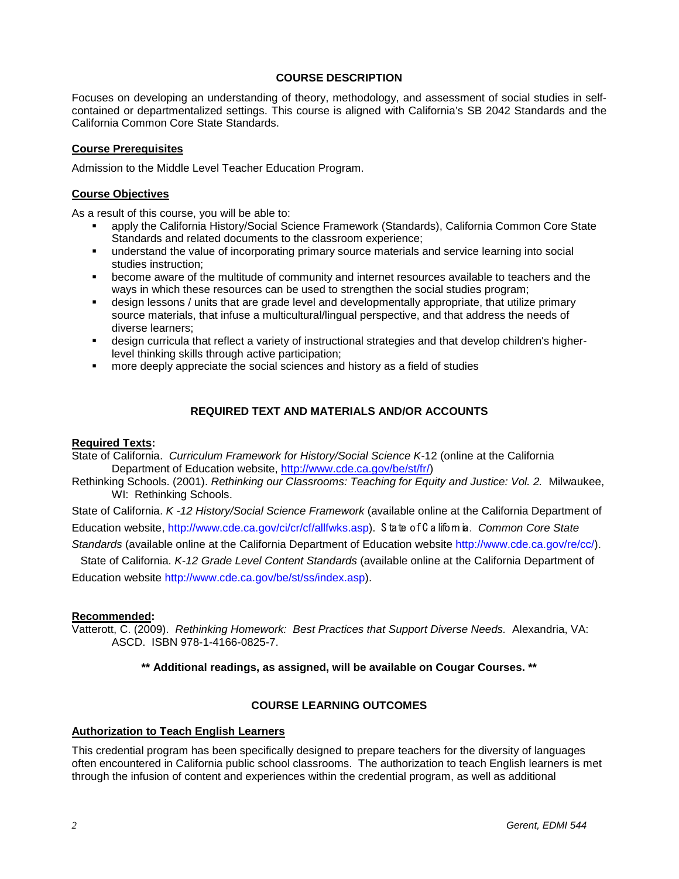## COURSE DESCRIPTION

Focuses on developing an understanding of theory, methodology, and assessment of social studies in self-contained or departmentalized settings. This course is aligned with California's SB 2042 Standards and the California Common Core State Standards.

### Course Prerequisites

Admission to the Middle Level Teacher Education Program.

### Course Objectives

As a result of this course, you will be able to:

- apply the California History/Social Science Framework (Standards), California Common Core State Standards and related documents to the classroom experience;
- understand the value of incorporating primary source materials and service learning into social studies instruction;
- become aware of the multitude of community and internet resources available to teachers and the ways in which these resources can be used to strengthen the social studies program;
- design lessons / units that are grade level and developmentally appropriate, that utilize primary source materials, that infuse a multicultural/lingual perspective, and that address the needs of diverse learners;
- design curricula that reflect a variety of instructional strategies and that develop children's higher-level thinking skills through active participation;
- more deeply appreciate the social sciences and history as a field of studies

## REQUIRED TEXT AND MATERIALS AND/OR ACCOUNTS

### Required Texts:

State of California. *Curriculum Framework for History/Social Science K*-12 (online at the California Department of Education website, http://www.cde.ca.gov/be/st/fr/)

Rethinking Schools. (2001). *Rethinking our Classrooms: Teaching for Equity and Justice: Vol. 2.* Milwaukee, WI: Rethinking Schools.

State of California. *K -12 History/Social Science Framework* (available online at the California Department of Education website, http://www.cde.ca.gov/ci/cr/cf/allfwks.asp). State of California. *Common Core State Standards* (available online at the California Department of Education website http://www.cde.ca.gov/re/cc/).

State of California. *K-12 Grade Level Content Standards* (available online at the California Department of Education website http://www.cde.ca.gov/be/st/ss/index.asp).

### Recommended:

Vatterott, C. (2009). *Rethinking Homework: Best Practices that Support Diverse Needs.* Alexandria, VA: ASCD. ISBN 978-1-4166-0825-7.

**** Additional readings, as assigned, will be available on Cougar Courses. ****

## COURSE LEARNING OUTCOMES

### Authorization to Teach English Learners

This credential program has been specifically designed to prepare teachers for the diversity of languages often encountered in California public school classrooms. The authorization to teach English learners is met through the infusion of content and experiences within the credential program, as well as additional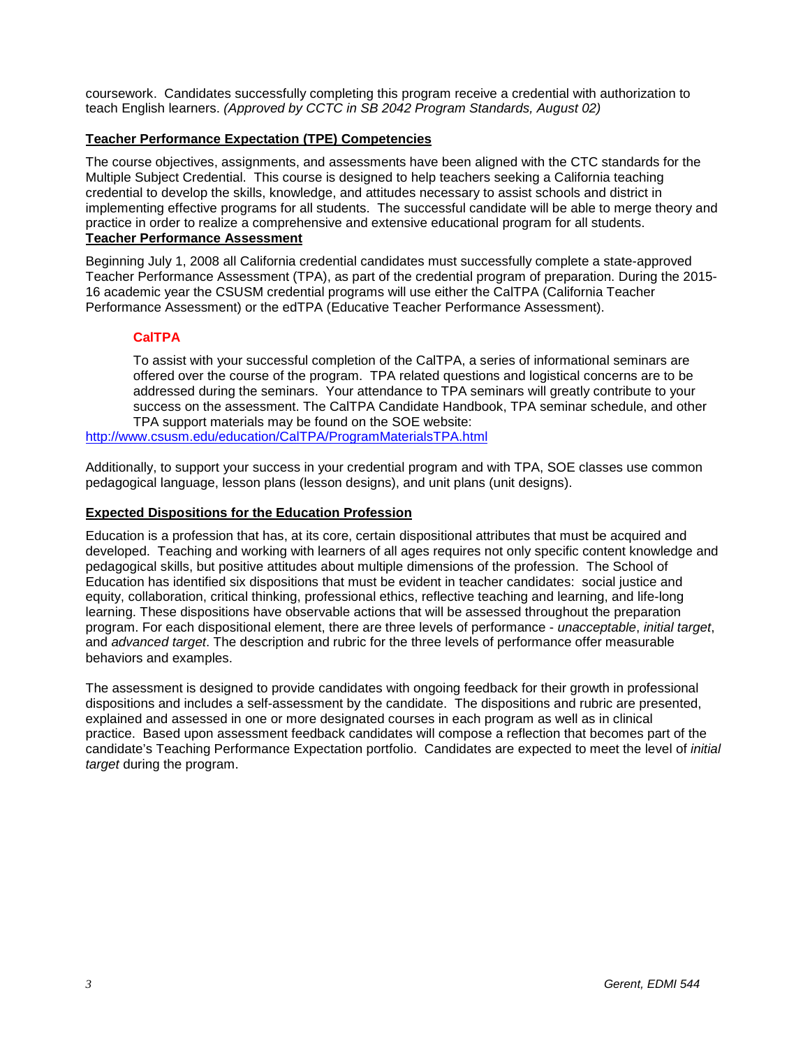coursework. Candidates successfully completing this program receive a credential with authorization to teach English learners. *(Approved by CCTC in SB 2042 Program Standards, August 02)*

**Teacher Performance Expectation (TPE) Competencies**

The course objectives, assignments, and assessments have been aligned with the CTC standards for the Multiple Subject Credential. This course is designed to help teachers seeking a California teaching credential to develop the skills, knowledge, and attitudes necessary to assist schools and district in implementing effective programs for all students. The successful candidate will be able to merge theory and practice in order to realize a comprehensive and extensive educational program for all students.

**Teacher Performance Assessment**

Beginning July 1, 2008 all California credential candidates must successfully complete a state-approved Teacher Performance Assessment (TPA), as part of the credential program of preparation. During the 2015-16 academic year the CSUSM credential programs will use either the CalTPA (California Teacher Performance Assessment) or the edTPA (Educative Teacher Performance Assessment).

**CalTPA**

To assist with your successful completion of the CalTPA, a series of informational seminars are offered over the course of the program. TPA related questions and logistical concerns are to be addressed during the seminars. Your attendance to TPA seminars will greatly contribute to your success on the assessment. The CalTPA Candidate Handbook, TPA seminar schedule, and other TPA support materials may be found on the SOE website:
http://www.csusm.edu/education/CalTPA/ProgramMaterialsTPA.html

Additionally, to support your success in your credential program and with TPA, SOE classes use common pedagogical language, lesson plans (lesson designs), and unit plans (unit designs).

**Expected Dispositions for the Education Profession**

Education is a profession that has, at its core, certain dispositional attributes that must be acquired and developed. Teaching and working with learners of all ages requires not only specific content knowledge and pedagogical skills, but positive attitudes about multiple dimensions of the profession. The School of Education has identified six dispositions that must be evident in teacher candidates: social justice and equity, collaboration, critical thinking, professional ethics, reflective teaching and learning, and life-long learning. These dispositions have observable actions that will be assessed throughout the preparation program. For each dispositional element, there are three levels of performance - *unacceptable*, *initial target*, and *advanced target*. The description and rubric for the three levels of performance offer measurable behaviors and examples.

The assessment is designed to provide candidates with ongoing feedback for their growth in professional dispositions and includes a self-assessment by the candidate. The dispositions and rubric are presented, explained and assessed in one or more designated courses in each program as well as in clinical practice. Based upon assessment feedback candidates will compose a reflection that becomes part of the candidate's Teaching Performance Expectation portfolio. Candidates are expected to meet the level of *initial target* during the program.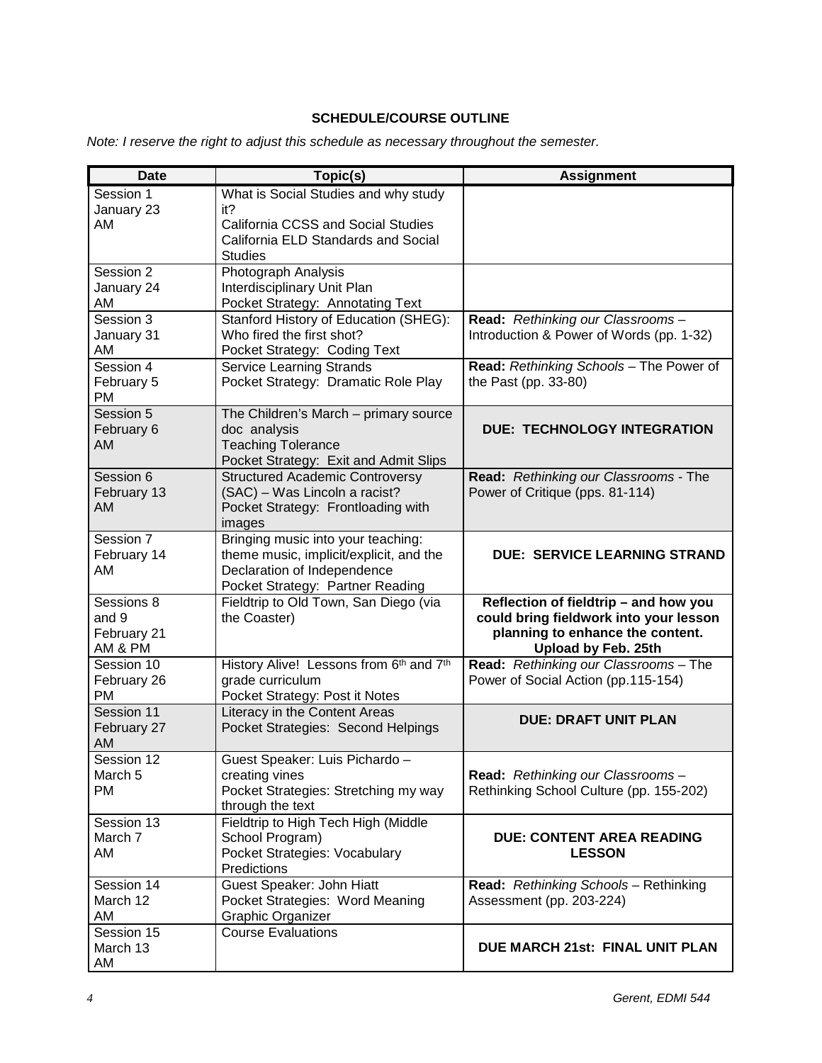**SCHEDULE/COURSE OUTLINE**

*Note: I reserve the right to adjust this schedule as necessary throughout the semester.*

| Date | Topic(s) | Assignment |
|---|---|---|
| Session 1<br>January 23<br>AM | What is Social Studies and why study it?<br>California CCSS and Social Studies<br>California ELD Standards and Social Studies | |
| Session 2<br>January 24<br>AM | Photograph Analysis<br>Interdisciplinary Unit Plan<br>Pocket Strategy: Annotating Text | |
| Session 3<br>January 31<br>AM | Stanford History of Education (SHEG): Who fired the first shot?<br>Pocket Strategy: Coding Text | **Read:** *Rethinking our Classrooms* – Introduction & Power of Words (pp. 1-32) |
| Session 4<br>February 5<br>PM | Service Learning Strands<br>Pocket Strategy: Dramatic Role Play | **Read:** *Rethinking Schools* – The Power of the Past (pp. 33-80) |
| Session 5<br>February 6<br>AM | The Children's March – primary source doc analysis<br>Teaching Tolerance<br>Pocket Strategy: Exit and Admit Slips | **DUE: TECHNOLOGY INTEGRATION** |
| Session 6<br>February 13<br>AM | Structured Academic Controversy (SAC) – Was Lincoln a racist?<br>Pocket Strategy: Frontloading with images | **Read:** *Rethinking our Classrooms* - The Power of Critique (pps. 81-114) |
| Session 7<br>February 14<br>AM | Bringing music into your teaching: theme music, implicit/explicit, and the Declaration of Independence<br>Pocket Strategy: Partner Reading | **DUE: SERVICE LEARNING STRAND** |
| Sessions 8 and 9<br>February 21<br>AM & PM | Fieldtrip to Old Town, San Diego (via the Coaster) | **Reflection of fieldtrip – and how you could bring fieldwork into your lesson planning to enhance the content. Upload by Feb. 25th** |
| Session 10<br>February 26<br>PM | History Alive! Lessons from 6th and 7th grade curriculum<br>Pocket Strategy: Post it Notes | **Read:** *Rethinking our Classrooms* – The Power of Social Action (pp.115-154) |
| Session 11<br>February 27<br>AM | Literacy in the Content Areas<br>Pocket Strategies: Second Helpings | **DUE: DRAFT UNIT PLAN** |
| Session 12<br>March 5<br>PM | Guest Speaker: Luis Pichardo – creating vines<br>Pocket Strategies: Stretching my way through the text | **Read:** *Rethinking our Classrooms* – Rethinking School Culture (pp. 155-202) |
| Session 13<br>March 7<br>AM | Fieldtrip to High Tech High (Middle School Program)<br>Pocket Strategies: Vocabulary Predictions | **DUE: CONTENT AREA READING LESSON** |
| Session 14<br>March 12<br>AM | Guest Speaker: John Hiatt<br>Pocket Strategies: Word Meaning Graphic Organizer | **Read:** *Rethinking Schools* – Rethinking Assessment (pp. 203-224) |
| Session 15<br>March 13<br>AM | Course Evaluations | **DUE MARCH 21st: FINAL UNIT PLAN** |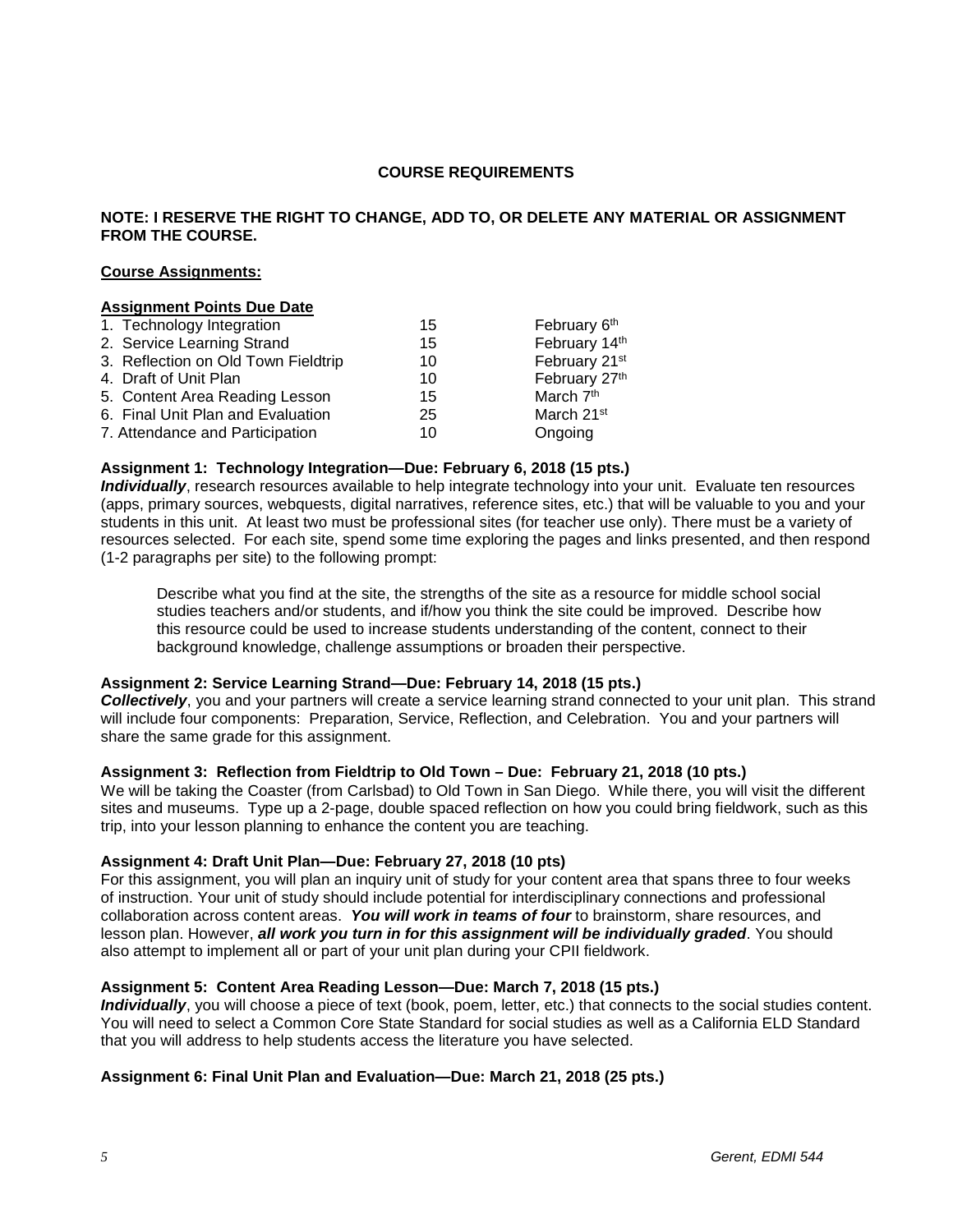## COURSE REQUIREMENTS

**NOTE: I RESERVE THE RIGHT TO CHANGE, ADD TO, OR DELETE ANY MATERIAL OR ASSIGNMENT FROM THE COURSE.**

**Course Assignments:**

| Assignment | Points | Due Date |
|---|---|---|
| 1. Technology Integration | 15 | February 6th |
| 2. Service Learning Strand | 15 | February 14th |
| 3. Reflection on Old Town Fieldtrip | 10 | February 21st |
| 4. Draft of Unit Plan | 10 | February 27th |
| 5. Content Area Reading Lesson | 15 | March 7th |
| 6. Final Unit Plan and Evaluation | 25 | March 21st |
| 7. Attendance and Participation | 10 | Ongoing |

**Assignment 1: Technology Integration—Due: February 6, 2018 (15 pts.)**
***Individually***, research resources available to help integrate technology into your unit. Evaluate ten resources (apps, primary sources, webquests, digital narratives, reference sites, etc.) that will be valuable to you and your students in this unit. At least two must be professional sites (for teacher use only). There must be a variety of resources selected. For each site, spend some time exploring the pages and links presented, and then respond (1-2 paragraphs per site) to the following prompt:

> Describe what you find at the site, the strengths of the site as a resource for middle school social studies teachers and/or students, and if/how you think the site could be improved. Describe how this resource could be used to increase students understanding of the content, connect to their background knowledge, challenge assumptions or broaden their perspective.

**Assignment 2: Service Learning Strand—Due: February 14, 2018 (15 pts.)**
***Collectively***, you and your partners will create a service learning strand connected to your unit plan. This strand will include four components: Preparation, Service, Reflection, and Celebration. You and your partners will share the same grade for this assignment.

**Assignment 3: Reflection from Fieldtrip to Old Town – Due: February 21, 2018 (10 pts.)**
We will be taking the Coaster (from Carlsbad) to Old Town in San Diego. While there, you will visit the different sites and museums. Type up a 2-page, double spaced reflection on how you could bring fieldwork, such as this trip, into your lesson planning to enhance the content you are teaching.

**Assignment 4: Draft Unit Plan—Due: February 27, 2018 (10 pts)**
For this assignment, you will plan an inquiry unit of study for your content area that spans three to four weeks of instruction. Your unit of study should include potential for interdisciplinary connections and professional collaboration across content areas. ***You will work in teams of four*** to brainstorm, share resources, and lesson plan. However, ***all work you turn in for this assignment will be individually graded***. You should also attempt to implement all or part of your unit plan during your CPII fieldwork.

**Assignment 5: Content Area Reading Lesson—Due: March 7, 2018 (15 pts.)**
***Individually***, you will choose a piece of text (book, poem, letter, etc.) that connects to the social studies content. You will need to select a Common Core State Standard for social studies as well as a California ELD Standard that you will address to help students access the literature you have selected.

**Assignment 6: Final Unit Plan and Evaluation—Due: March 21, 2018 (25 pts.)**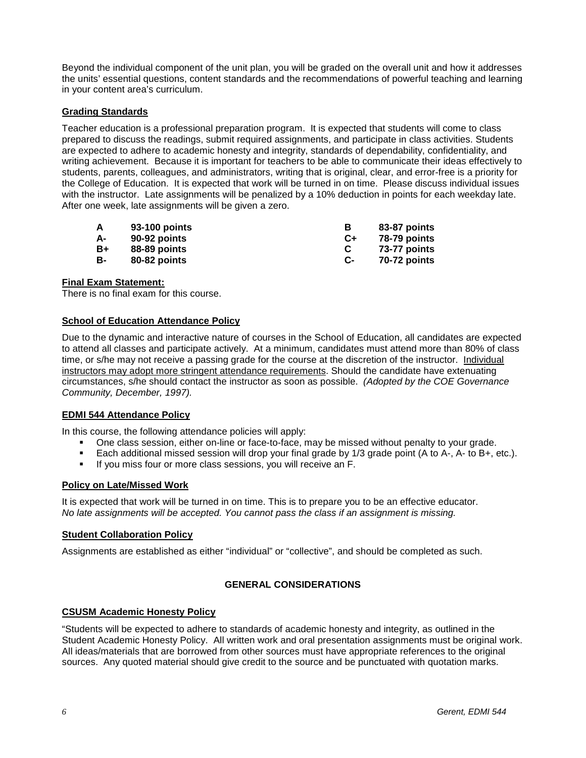Beyond the individual component of the unit plan, you will be graded on the overall unit and how it addresses the units' essential questions, content standards and the recommendations of powerful teaching and learning in your content area's curriculum.

**Grading Standards**

Teacher education is a professional preparation program. It is expected that students will come to class prepared to discuss the readings, submit required assignments, and participate in class activities. Students are expected to adhere to academic honesty and integrity, standards of dependability, confidentiality, and writing achievement. Because it is important for teachers to be able to communicate their ideas effectively to students, parents, colleagues, and administrators, writing that is original, clear, and error-free is a priority for the College of Education. It is expected that work will be turned in on time. Please discuss individual issues with the instructor. Late assignments will be penalized by a 10% deduction in points for each weekday late. After one week, late assignments will be given a zero.

| | | | |
|---|---|---|---|
| **A** | **93-100 points** | **B** | **83-87 points** |
| **A-** | **90-92 points** | **C+** | **78-79 points** |
| **B+** | **88-89 points** | **C** | **73-77 points** |
| **B-** | **80-82 points** | **C-** | **70-72 points** |

**Final Exam Statement:**
There is no final exam for this course.

**School of Education Attendance Policy**

Due to the dynamic and interactive nature of courses in the School of Education, all candidates are expected to attend all classes and participate actively. At a minimum, candidates must attend more than 80% of class time, or s/he may not receive a passing grade for the course at the discretion of the instructor. Individual instructors may adopt more stringent attendance requirements. Should the candidate have extenuating circumstances, s/he should contact the instructor as soon as possible. *(Adopted by the COE Governance Community, December, 1997).*

**EDMI 544 Attendance Policy**

In this course, the following attendance policies will apply:

- One class session, either on-line or face-to-face, may be missed without penalty to your grade.
- Each additional missed session will drop your final grade by 1/3 grade point (A to A-, A- to B+, etc.).
- If you miss four or more class sessions, you will receive an F.

**Policy on Late/Missed Work**

It is expected that work will be turned in on time. This is to prepare you to be an effective educator.
*No late assignments will be accepted. You cannot pass the class if an assignment is missing.*

**Student Collaboration Policy**

Assignments are established as either "individual" or "collective", and should be completed as such.

**GENERAL CONSIDERATIONS**

**CSUSM Academic Honesty Policy**

"Students will be expected to adhere to standards of academic honesty and integrity, as outlined in the Student Academic Honesty Policy. All written work and oral presentation assignments must be original work. All ideas/materials that are borrowed from other sources must have appropriate references to the original sources. Any quoted material should give credit to the source and be punctuated with quotation marks.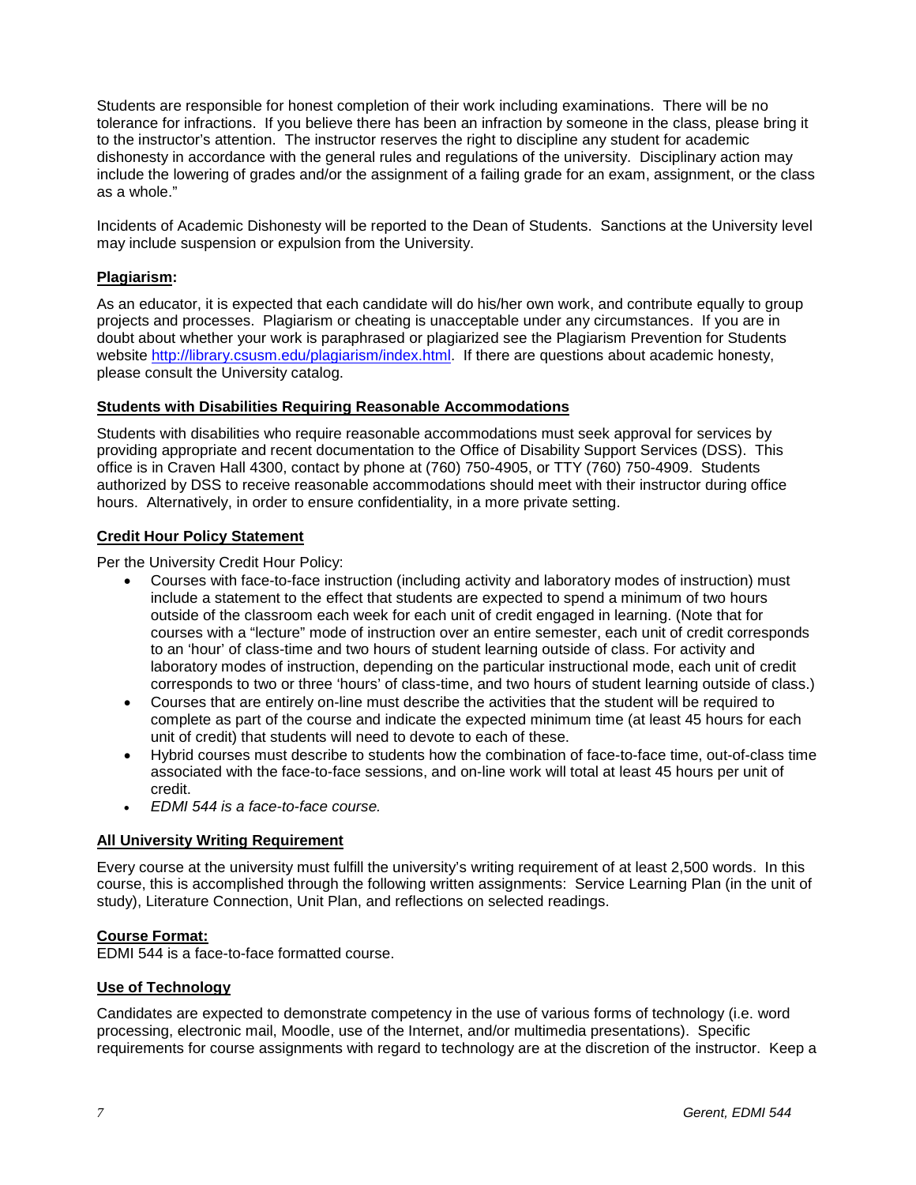Students are responsible for honest completion of their work including examinations. There will be no tolerance for infractions. If you believe there has been an infraction by someone in the class, please bring it to the instructor's attention. The instructor reserves the right to discipline any student for academic dishonesty in accordance with the general rules and regulations of the university. Disciplinary action may include the lowering of grades and/or the assignment of a failing grade for an exam, assignment, or the class as a whole."

Incidents of Academic Dishonesty will be reported to the Dean of Students. Sanctions at the University level may include suspension or expulsion from the University.

**Plagiarism:**

As an educator, it is expected that each candidate will do his/her own work, and contribute equally to group projects and processes. Plagiarism or cheating is unacceptable under any circumstances. If you are in doubt about whether your work is paraphrased or plagiarized see the Plagiarism Prevention for Students website http://library.csusm.edu/plagiarism/index.html. If there are questions about academic honesty, please consult the University catalog.

**Students with Disabilities Requiring Reasonable Accommodations**

Students with disabilities who require reasonable accommodations must seek approval for services by providing appropriate and recent documentation to the Office of Disability Support Services (DSS). This office is in Craven Hall 4300, contact by phone at (760) 750-4905, or TTY (760) 750-4909. Students authorized by DSS to receive reasonable accommodations should meet with their instructor during office hours. Alternatively, in order to ensure confidentiality, in a more private setting.

**Credit Hour Policy Statement**

Per the University Credit Hour Policy:

- Courses with face-to-face instruction (including activity and laboratory modes of instruction) must include a statement to the effect that students are expected to spend a minimum of two hours outside of the classroom each week for each unit of credit engaged in learning. (Note that for courses with a "lecture" mode of instruction over an entire semester, each unit of credit corresponds to an 'hour' of class-time and two hours of student learning outside of class. For activity and laboratory modes of instruction, depending on the particular instructional mode, each unit of credit corresponds to two or three 'hours' of class-time, and two hours of student learning outside of class.)
- Courses that are entirely on-line must describe the activities that the student will be required to complete as part of the course and indicate the expected minimum time (at least 45 hours for each unit of credit) that students will need to devote to each of these.
- Hybrid courses must describe to students how the combination of face-to-face time, out-of-class time associated with the face-to-face sessions, and on-line work will total at least 45 hours per unit of credit.
- *EDMI 544 is a face-to-face course.*

**All University Writing Requirement**

Every course at the university must fulfill the university's writing requirement of at least 2,500 words. In this course, this is accomplished through the following written assignments: Service Learning Plan (in the unit of study), Literature Connection, Unit Plan, and reflections on selected readings.

**Course Format:**

EDMI 544 is a face-to-face formatted course.

**Use of Technology**

Candidates are expected to demonstrate competency in the use of various forms of technology (i.e. word processing, electronic mail, Moodle, use of the Internet, and/or multimedia presentations). Specific requirements for course assignments with regard to technology are at the discretion of the instructor. Keep a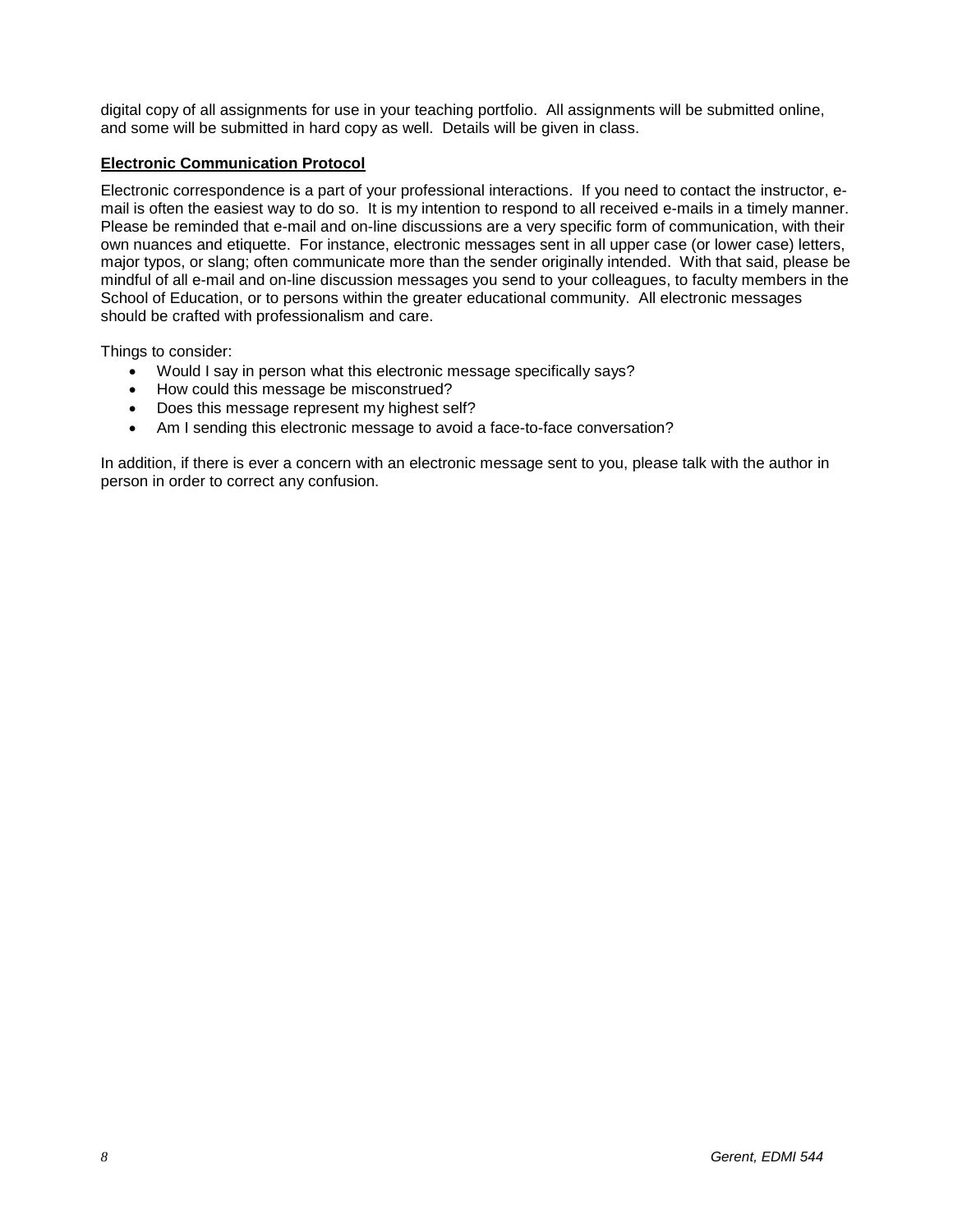digital copy of all assignments for use in your teaching portfolio. All assignments will be submitted online, and some will be submitted in hard copy as well. Details will be given in class.

**Electronic Communication Protocol**

Electronic correspondence is a part of your professional interactions. If you need to contact the instructor, e-mail is often the easiest way to do so. It is my intention to respond to all received e-mails in a timely manner. Please be reminded that e-mail and on-line discussions are a very specific form of communication, with their own nuances and etiquette. For instance, electronic messages sent in all upper case (or lower case) letters, major typos, or slang; often communicate more than the sender originally intended. With that said, please be mindful of all e-mail and on-line discussion messages you send to your colleagues, to faculty members in the School of Education, or to persons within the greater educational community. All electronic messages should be crafted with professionalism and care.

Things to consider:

- Would I say in person what this electronic message specifically says?
- How could this message be misconstrued?
- Does this message represent my highest self?
- Am I sending this electronic message to avoid a face-to-face conversation?

In addition, if there is ever a concern with an electronic message sent to you, please talk with the author in person in order to correct any confusion.